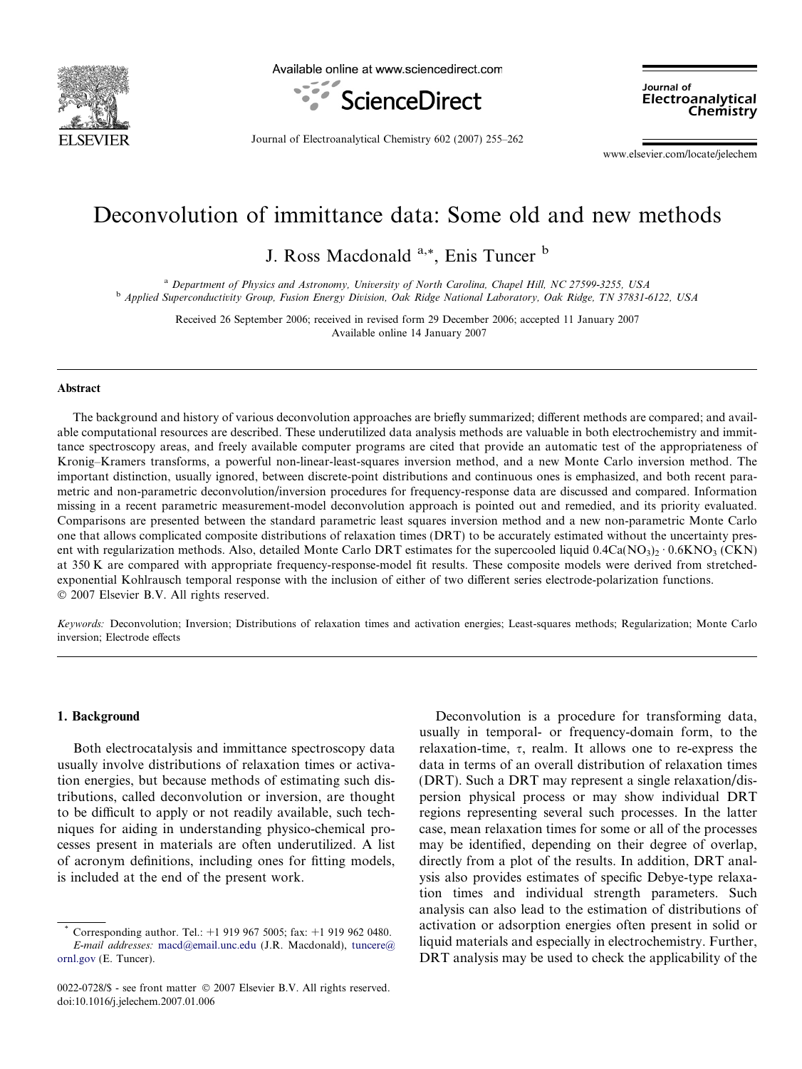# Deconvolution of immittance data: Some old and new methods

J. Ross Macdonald [a,*], Enis Tuncer [b]

[a] Department of Physics and Astronomy, University of North Carolina, Chapel Hill, NC 27599-3255, USA
[b] Applied Superconductivity Group, Fusion Energy Division, Oak Ridge National Laboratory, Oak Ridge, TN 37831-6122, USA

Received 26 September 2006; received in revised form 29 December 2006; accepted 11 January 2007
Available online 14 January 2007

## Abstract

The background and history of various deconvolution approaches are briefly summarized; different methods are compared; and available computational resources are described. These underutilized data analysis methods are valuable in both electrochemistry and immittance spectroscopy areas, and freely available computer programs are cited that provide an automatic test of the appropriateness of Kronig–Kramers transforms, a powerful non-linear-least-squares inversion method, and a new Monte Carlo inversion method. The important distinction, usually ignored, between discrete-point distributions and continuous ones is emphasized, and both recent parametric and non-parametric deconvolution/inversion procedures for frequency-response data are discussed and compared. Information missing in a recent parametric measurement-model deconvolution approach is pointed out and remedied, and its priority evaluated. Comparisons are presented between the standard parametric least squares inversion method and a new non-parametric Monte Carlo one that allows complicated composite distributions of relaxation times (DRT) to be accurately estimated without the uncertainty present with regularization methods. Also, detailed Monte Carlo DRT estimates for the supercooled liquid $0.4Ca(NO_3)_2 \cdot 0.6KNO_3$ (CKN) at 350 K are compared with appropriate frequency-response-model fit results. These composite models were derived from stretched-exponential Kohlrausch temporal response with the inclusion of either of two different series electrode-polarization functions.
© 2007 Elsevier B.V. All rights reserved.

*Keywords:* Deconvolution; Inversion; Distributions of relaxation times and activation energies; Least-squares methods; Regularization; Monte Carlo inversion; Electrode effects

## 1. Background

Both electrocatalysis and immittance spectroscopy data usually involve distributions of relaxation times or activation energies, but because methods of estimating such distributions, called deconvolution or inversion, are thought to be difficult to apply or not readily available, such techniques for aiding in understanding physico-chemical processes present in materials are often underutilized. A list of acronym definitions, including ones for fitting models, is included at the end of the present work.

Deconvolution is a procedure for transforming data, usually in temporal- or frequency-domain form, to the relaxation-time, $\tau$, realm. It allows one to re-express the data in terms of an overall distribution of relaxation times (DRT). Such a DRT may represent a single relaxation/dispersion physical process or may show individual DRT regions representing several such processes. In the latter case, mean relaxation times for some or all of the processes may be identified, depending on their degree of overlap, directly from a plot of the results. In addition, DRT analysis also provides estimates of specific Debye-type relaxation times and individual strength parameters. Such analysis can also lead to the estimation of distributions of activation or adsorption energies often present in solid or liquid materials and especially in electrochemistry. Further, DRT analysis may be used to check the applicability of the

* Corresponding author. Tel.: +1 919 967 5005; fax: +1 919 962 0480.
*E-mail addresses:* macd@email.unc.edu (J.R. Macdonald), tuncere@ornl.gov (E. Tuncer).

0022-0728/$ - see front matter © 2007 Elsevier B.V. All rights reserved.
doi:10.1016/j.jelechem.2007.01.006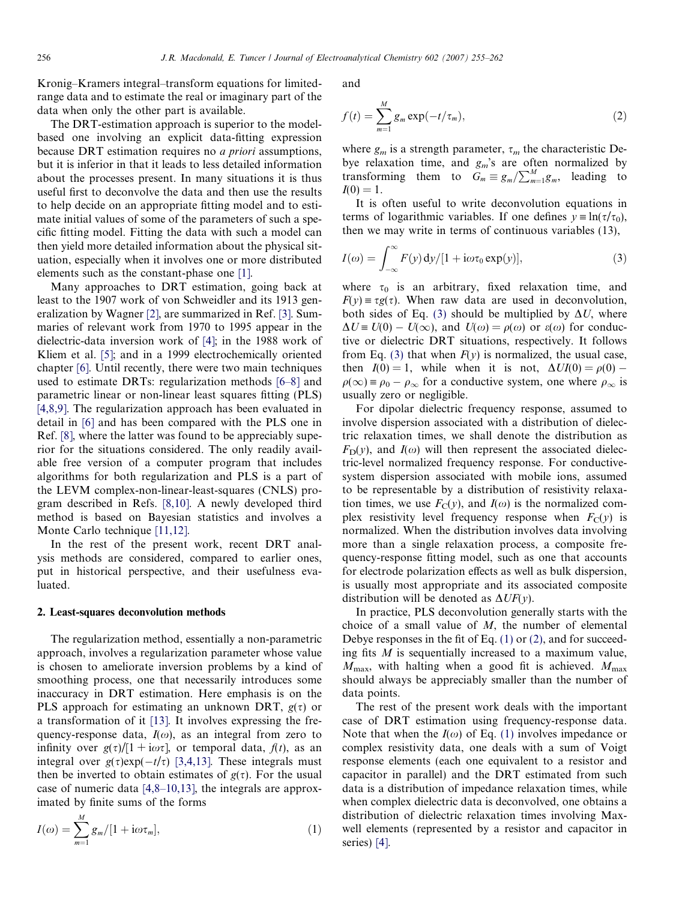Kronig–Kramers integral–transform equations for limited-range data and to estimate the real or imaginary part of the data when only the other part is available.

The DRT-estimation approach is superior to the model-based one involving an explicit data-fitting expression because DRT estimation requires no *a priori* assumptions, but it is inferior in that it leads to less detailed information about the processes present. In many situations it is thus useful first to deconvolve the data and then use the results to help decide on an appropriate fitting model and to estimate initial values of some of the parameters of such a specific fitting model. Fitting the data with such a model can then yield more detailed information about the physical situation, especially when it involves one or more distributed elements such as the constant-phase one [1].

Many approaches to DRT estimation, going back at least to the 1907 work of von Schweidler and its 1913 generalization by Wagner [2], are summarized in Ref. [3]. Summaries of relevant work from 1970 to 1995 appear in the dielectric-data inversion work of [4]; in the 1988 work of Kliem et al. [5]; and in a 1999 electrochemically oriented chapter [6]. Until recently, there were two main techniques used to estimate DRTs: regularization methods [6–8] and parametric linear or non-linear least squares fitting (PLS) [4,8,9]. The regularization approach has been evaluated in detail in [6] and has been compared with the PLS one in Ref. [8], where the latter was found to be appreciably superior for the situations considered. The only readily available free version of a computer program that includes algorithms for both regularization and PLS is a part of the LEVM complex-non-linear-least-squares (CNLS) program described in Refs. [8,10]. A newly developed third method is based on Bayesian statistics and involves a Monte Carlo technique [11,12].

In the rest of the present work, recent DRT analysis methods are considered, compared to earlier ones, put in historical perspective, and their usefulness evaluated.

## 2. Least-squares deconvolution methods

The regularization method, essentially a non-parametric approach, involves a regularization parameter whose value is chosen to ameliorate inversion problems by a kind of smoothing process, one that necessarily introduces some inaccuracy in DRT estimation. Here emphasis is on the PLS approach for estimating an unknown DRT, $g(\tau)$ or a transformation of it [13]. It involves expressing the frequency-response data, $I(\omega)$, as an integral from zero to infinity over $g(\tau)/[1 + \mathrm{i}\omega\tau]$, or temporal data, $f(t)$, as an integral over $g(\tau)\exp(-t/\tau)$ [3,4,13]. These integrals must then be inverted to obtain estimates of $g(\tau)$. For the usual case of numeric data [4,8–10,13], the integrals are approximated by finite sums of the forms

$$I(\omega) = \sum_{m=1}^{M} g_m/[1 + \mathrm{i}\omega\tau_m], \tag{1}$$

and

$$f(t) = \sum_{m=1}^{M} g_m \exp(-t/\tau_m), \tag{2}$$

where $g_m$ is a strength parameter, $\tau_m$ the characteristic Debye relaxation time, and $g_m$'s are often normalized by transforming them to $G_m \equiv g_m/\sum_{m=1}^{M} g_m$, leading to $I(0) = 1$.

It is often useful to write deconvolution equations in terms of logarithmic variables. If one defines $y \equiv \ln(\tau/\tau_0)$, then we may write in terms of continuous variables (13),

$$I(\omega) = \int_{-\infty}^{\infty} F(y)\,\mathrm{d}y/[1 + \mathrm{i}\omega\tau_0 \exp(y)], \tag{3}$$

where $\tau_0$ is an arbitrary, fixed relaxation time, and $F(y) \equiv \tau g(\tau)$. When raw data are used in deconvolution, both sides of Eq. (3) should be multiplied by $\Delta U$, where $\Delta U \equiv U(0) - U(\infty)$, and $U(\omega) = \rho(\omega)$ or $\varepsilon(\omega)$ for conductive or dielectric DRT situations, respectively. It follows from Eq. (3) that when $F(y)$ is normalized, the usual case, then $I(0) = 1$, while when it is not, $\Delta UI(0) = \rho(0) - \rho(\infty) \equiv \rho_0 - \rho_\infty$ for a conductive system, one where $\rho_\infty$ is usually zero or negligible.

For dipolar dielectric frequency response, assumed to involve dispersion associated with a distribution of dielectric relaxation times, we shall denote the distribution as $F_{\mathrm{D}}(y)$, and $I(\omega)$ will then represent the associated dielectric-level normalized frequency response. For conductive-system dispersion associated with mobile ions, assumed to be representable by a distribution of resistivity relaxation times, we use $F_{\mathrm{C}}(y)$, and $I(\omega)$ is the normalized complex resistivity level frequency response when $F_{\mathrm{C}}(y)$ is normalized. When the distribution involves data involving more than a single relaxation process, a composite frequency-response fitting model, such as one that accounts for electrode polarization effects as well as bulk dispersion, is usually most appropriate and its associated composite distribution will be denoted as $\Delta UF(y)$.

In practice, PLS deconvolution generally starts with the choice of a small value of $M$, the number of elemental Debye responses in the fit of Eq. (1) or (2), and for succeeding fits $M$ is sequentially increased to a maximum value, $M_{\max}$, with halting when a good fit is achieved. $M_{\max}$ should always be appreciably smaller than the number of data points.

The rest of the present work deals with the important case of DRT estimation using frequency-response data. Note that when the $I(\omega)$ of Eq. (1) involves impedance or complex resistivity data, one deals with a sum of Voigt response elements (each one equivalent to a resistor and capacitor in parallel) and the DRT estimated from such data is a distribution of impedance relaxation times, while when complex dielectric data is deconvolved, one obtains a distribution of dielectric relaxation times involving Maxwell elements (represented by a resistor and capacitor in series) [4].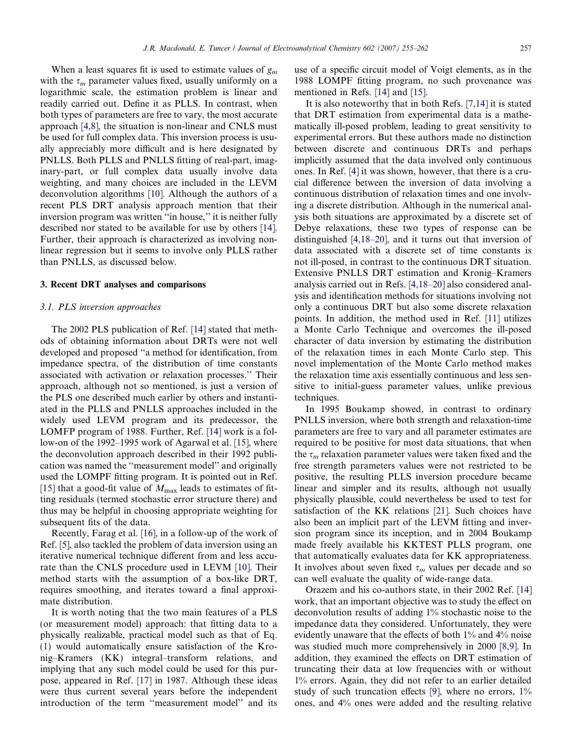When a least squares fit is used to estimate values of $g_m$ with the $\tau_m$ parameter values fixed, usually uniformly on a logarithmic scale, the estimation problem is linear and readily carried out. Define it as PLLS. In contrast, when both types of parameters are free to vary, the most accurate approach [4,8], the situation is non-linear and CNLS must be used for full complex data. This inversion process is usually appreciably more difficult and is here designated by PNLLS. Both PLLS and PNLLS fitting of real-part, imaginary-part, or full complex data usually involve data weighting, and many choices are included in the LEVM deconvolution algorithms [10]. Although the authors of a recent PLS DRT analysis approach mention that their inversion program was written "in house," it is neither fully described nor stated to be available for use by others [14]. Further, their approach is characterized as involving nonlinear regression but it seems to involve only PLLS rather than PNLLS, as discussed below.

## 3. Recent DRT analyses and comparisons

### 3.1. PLS inversion approaches

The 2002 PLS publication of Ref. [14] stated that methods of obtaining information about DRTs were not well developed and proposed "a method for identification, from impedance spectra, of the distribution of time constants associated with activation or relaxation processes." Their approach, although not so mentioned, is just a version of the PLS one described much earlier by others and instantiated in the PLLS and PNLLS approaches included in the widely used LEVM program and its predecessor, the LOMFP program of 1988. Further, Ref. [14] work is a follow-on of the 1992–1995 work of Agarwal et al. [15], where the deconvolution approach described in their 1992 publication was named the "measurement model" and originally used the LOMPF fitting program. It is pointed out in Ref. [15] that a good-fit value of $M_{\max}$ leads to estimates of fitting residuals (termed stochastic error structure there) and thus may be helpful in choosing appropriate weighting for subsequent fits of the data.

Recently, Farag et al. [16], in a follow-up of the work of Ref. [5], also tackled the problem of data inversion using an iterative numerical technique different from and less accurate than the CNLS procedure used in LEVM [10]. Their method starts with the assumption of a box-like DRT, requires smoothing, and iterates toward a final approximate distribution.

It is worth noting that the two main features of a PLS (or measurement model) approach: that fitting data to a physically realizable, practical model such as that of Eq. (1) would automatically ensure satisfaction of the Kronig–Kramers (KK) integral–transform relations, and implying that any such model could be used for this purpose, appeared in Ref. [17] in 1987. Although these ideas were thus current several years before the independent introduction of the term "measurement model" and its use of a specific circuit model of Voigt elements, as in the 1988 LOMPF fitting program, no such provenance was mentioned in Refs. [14] and [15].

It is also noteworthy that in both Refs. [7,14] it is stated that DRT estimation from experimental data is a mathematically ill-posed problem, leading to great sensitivity to experimental errors. But these authors made no distinction between discrete and continuous DRTs and perhaps implicitly assumed that the data involved only continuous ones. In Ref. [4] it was shown, however, that there is a crucial difference between the inversion of data involving a continuous distribution of relaxation times and one involving a discrete distribution. Although in the numerical analysis both situations are approximated by a discrete set of Debye relaxations, these two types of response can be distinguished [4,18–20], and it turns out that inversion of data associated with a discrete set of time constants is not ill-posed, in contrast to the continuous DRT situation. Extensive PNLLS DRT estimation and Kronig–Kramers analysis carried out in Refs. [4,18–20] also considered analysis and identification methods for situations involving not only a continuous DRT but also some discrete relaxation points. In addition, the method used in Ref. [11] utilizes a Monte Carlo Technique and overcomes the ill-posed character of data inversion by estimating the distribution of the relaxation times in each Monte Carlo step. This novel implementation of the Monte Carlo method makes the relaxation time axis essentially continuous and less sensitive to initial-guess parameter values, unlike previous techniques.

In 1995 Boukamp showed, in contrast to ordinary PNLLS inversion, where both strength and relaxation-time parameters are free to vary and all parameter estimates are required to be positive for most data situations, that when the $\tau_m$ relaxation parameter values were taken fixed and the free strength parameters values were not restricted to be positive, the resulting PLLS inversion procedure became linear and simpler and its results, although not usually physically plausible, could nevertheless be used to test for satisfaction of the KK relations [21]. Such choices have also been an implicit part of the LEVM fitting and inversion program since its inception, and in 2004 Boukamp made freely available his KKTEST PLLS program, one that automatically evaluates data for KK appropriateness. It involves about seven fixed $\tau_m$ values per decade and so can well evaluate the quality of wide-range data.

Orazem and his co-authors state, in their 2002 Ref. [14] work, that an important objective was to study the effect on deconvolution results of adding 1% stochastic noise to the impedance data they considered. Unfortunately, they were evidently unaware that the effects of both 1% and 4% noise was studied much more comprehensively in 2000 [8,9]. In addition, they examined the effects on DRT estimation of truncating their data at low frequencies with or without 1% errors. Again, they did not refer to an earlier detailed study of such truncation effects [9], where no errors, 1% ones, and 4% ones were added and the resulting relative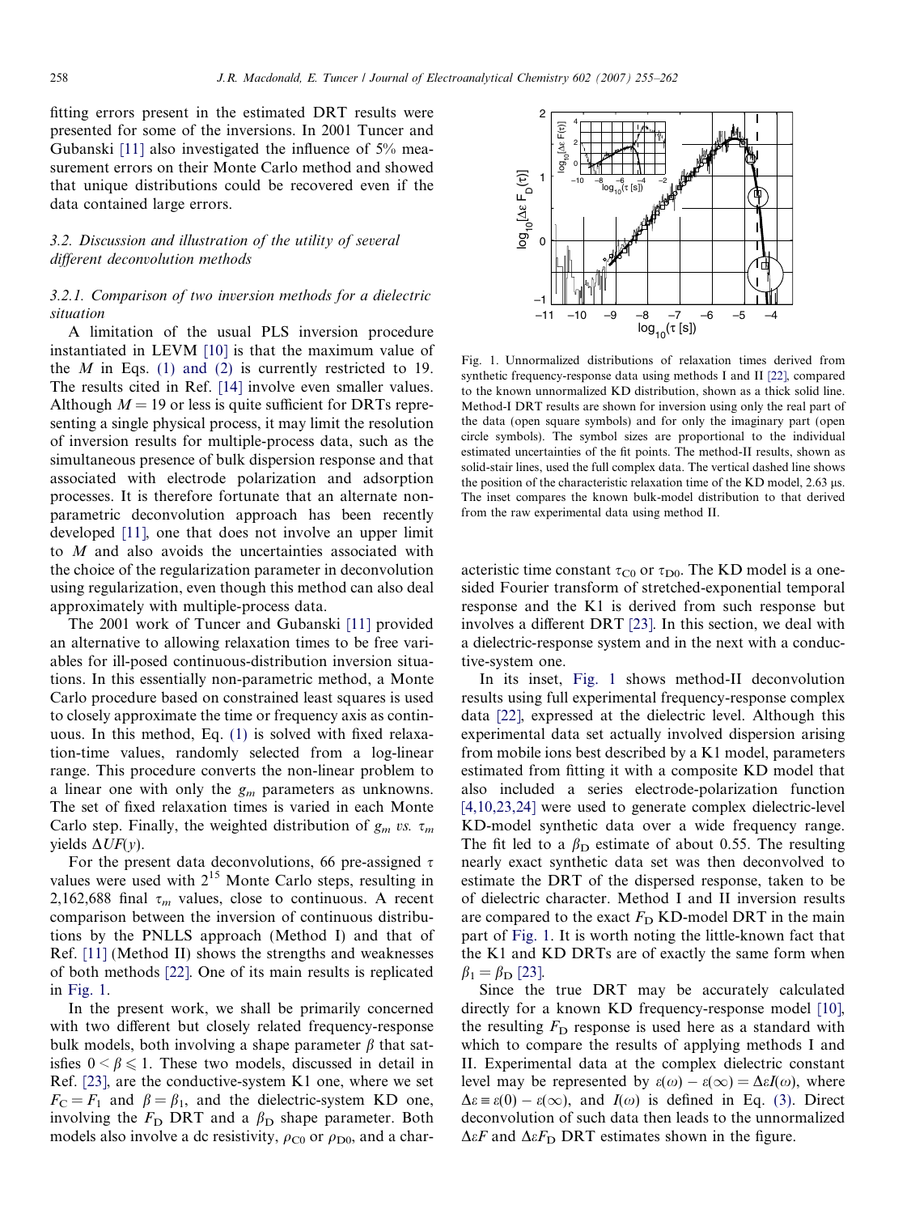fitting errors present in the estimated DRT results were presented for some of the inversions. In 2001 Tuncer and Gubanski [11] also investigated the influence of 5% measurement errors on their Monte Carlo method and showed that unique distributions could be recovered even if the data contained large errors.

### 3.2. Discussion and illustration of the utility of several different deconvolution methods

#### 3.2.1. Comparison of two inversion methods for a dielectric situation

A limitation of the usual PLS inversion procedure instantiated in LEVM [10] is that the maximum value of the $M$ in Eqs. (1) and (2) is currently restricted to 19. The results cited in Ref. [14] involve even smaller values. Although $M = 19$ or less is quite sufficient for DRTs representing a single physical process, it may limit the resolution of inversion results for multiple-process data, such as the simultaneous presence of bulk dispersion response and that associated with electrode polarization and adsorption processes. It is therefore fortunate that an alternate non-parametric deconvolution approach has been recently developed [11], one that does not involve an upper limit to $M$ and also avoids the uncertainties associated with the choice of the regularization parameter in deconvolution using regularization, even though this method can also deal approximately with multiple-process data.

The 2001 work of Tuncer and Gubanski [11] provided an alternative to allowing relaxation times to be free variables for ill-posed continuous-distribution inversion situations. In this essentially non-parametric method, a Monte Carlo procedure based on constrained least squares is used to closely approximate the time or frequency axis as continuous. In this method, Eq. (1) is solved with fixed relaxation-time values, randomly selected from a log-linear range. This procedure converts the non-linear problem to a linear one with only the $g_m$ parameters as unknowns. The set of fixed relaxation times is varied in each Monte Carlo step. Finally, the weighted distribution of $g_m$ *vs.* $\tau_m$ yields $\Delta UF(y)$.

For the present data deconvolutions, 66 pre-assigned $\tau$ values were used with $2^{15}$ Monte Carlo steps, resulting in 2,162,688 final $\tau_m$ values, close to continuous. A recent comparison between the inversion of continuous distributions by the PNLLS approach (Method I) and that of Ref. [11] (Method II) shows the strengths and weaknesses of both methods [22]. One of its main results is replicated in Fig. 1.

In the present work, we shall be primarily concerned with two different but closely related frequency-response bulk models, both involving a shape parameter $\beta$ that satisfies $0 < \beta \leqslant 1$. These two models, discussed in detail in Ref. [23], are the conductive-system K1 one, where we set $F_C = F_1$ and $\beta = \beta_1$, and the dielectric-system KD one, involving the $F_D$ DRT and a $\beta_D$ shape parameter. Both models also involve a dc resistivity, $\rho_{C0}$ or $\rho_{D0}$, and a characteristic time constant $\tau_{C0}$ or $\tau_{D0}$. The KD model is a one-sided Fourier transform of stretched-exponential temporal response and the K1 is derived from such response but involves a different DRT [23]. In this section, we deal with a dielectric-response system and in the next with a conductive-system one.

Fig. 1. Unnormalized distributions of relaxation times derived from synthetic frequency-response data using methods I and II [22], compared to the known unnormalized KD distribution, shown as a thick solid line. Method-I DRT results are shown for inversion using only the real part of the data (open square symbols) and for only the imaginary part (open circle symbols). The symbol sizes are proportional to the individual estimated uncertainties of the fit points. The method-II results, shown as solid-stair lines, used the full complex data. The vertical dashed line shows the position of the characteristic relaxation time of the KD model, 2.63 μs. The inset compares the known bulk-model distribution to that derived from the raw experimental data using method II.

In its inset, Fig. 1 shows method-II deconvolution results using full experimental frequency-response complex data [22], expressed at the dielectric level. Although this experimental data set actually involved dispersion arising from mobile ions best described by a K1 model, parameters estimated from fitting it with a composite KD model that also included a series electrode-polarization function [4,10,23,24] were used to generate complex dielectric-level KD-model synthetic data over a wide frequency range. The fit led to a $\beta_D$ estimate of about 0.55. The resulting nearly exact synthetic data set was then deconvolved to estimate the DRT of the dispersed response, taken to be of dielectric character. Method I and II inversion results are compared to the exact $F_D$ KD-model DRT in the main part of Fig. 1. It is worth noting the little-known fact that the K1 and KD DRTs are of exactly the same form when $\beta_1 = \beta_D$ [23].

Since the true DRT may be accurately calculated directly for a known KD frequency-response model [10], the resulting $F_D$ response is used here as a standard with which to compare the results of applying methods I and II. Experimental data at the complex dielectric constant level may be represented by $\varepsilon(\omega) - \varepsilon(\infty) = \Delta\varepsilon I(\omega)$, where $\Delta\varepsilon \equiv \varepsilon(0) - \varepsilon(\infty)$, and $I(\omega)$ is defined in Eq. (3). Direct deconvolution of such data then leads to the unnormalized $\Delta\varepsilon F$ and $\Delta\varepsilon F_D$ DRT estimates shown in the figure.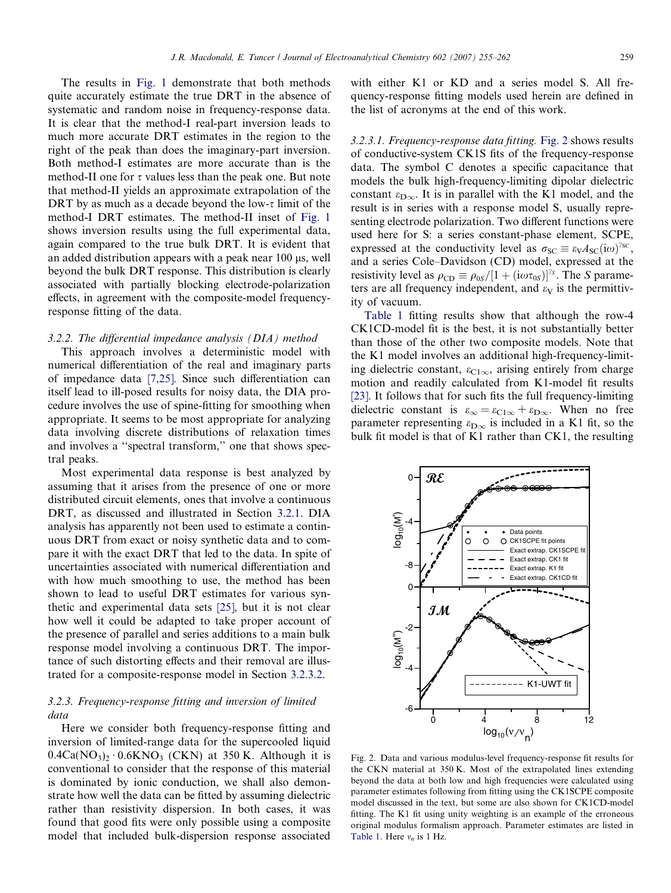The results in Fig. 1 demonstrate that both methods quite accurately estimate the true DRT in the absence of systematic and random noise in frequency-response data. It is clear that the method-I real-part inversion leads to much more accurate DRT estimates in the region to the right of the peak than does the imaginary-part inversion. Both method-I estimates are more accurate than is the method-II one for $\tau$ values less than the peak one. But note that method-II yields an approximate extrapolation of the DRT by as much as a decade beyond the low-$\tau$ limit of the method-I DRT estimates. The method-II inset of Fig. 1 shows inversion results using the full experimental data, again compared to the true bulk DRT. It is evident that an added distribution appears with a peak near 100 μs, well beyond the bulk DRT response. This distribution is clearly associated with partially blocking electrode-polarization effects, in agreement with the composite-model frequency-response fitting of the data.

### 3.2.2. The differential impedance analysis (DIA) method

This approach involves a deterministic model with numerical differentiation of the real and imaginary parts of impedance data [7,25]. Since such differentiation can itself lead to ill-posed results for noisy data, the DIA procedure involves the use of spine-fitting for smoothing when appropriate. It seems to be most appropriate for analyzing data involving discrete distributions of relaxation times and involves a "spectral transform," one that shows spectral peaks.

Most experimental data response is best analyzed by assuming that it arises from the presence of one or more distributed circuit elements, ones that involve a continuous DRT, as discussed and illustrated in Section 3.2.1. DIA analysis has apparently not been used to estimate a continuous DRT from exact or noisy synthetic data and to compare it with the exact DRT that led to the data. In spite of uncertainties associated with numerical differentiation and with how much smoothing to use, the method has been shown to lead to useful DRT estimates for various synthetic and experimental data sets [25], but it is not clear how well it could be adapted to take proper account of the presence of parallel and series additions to a main bulk response model involving a continuous DRT. The importance of such distorting effects and their removal are illustrated for a composite-response model in Section 3.2.3.2.

### 3.2.3. Frequency-response fitting and inversion of limited data

Here we consider both frequency-response fitting and inversion of limited-range data for the supercooled liquid $0.4Ca(NO_3)_2 \cdot 0.6KNO_3$ (CKN) at 350 K. Although it is conventional to consider that the response of this material is dominated by ionic conduction, we shall also demonstrate how well the data can be fitted by assuming dielectric rather than resistivity dispersion. In both cases, it was found that good fits were only possible using a composite model that included bulk-dispersion response associated with either K1 or KD and a series model S. All frequency-response fitting models used herein are defined in the list of acronyms at the end of this work.

#### 3.2.3.1. Frequency-response data fitting.

Fig. 2 shows results of conductive-system CK1S fits of the frequency-response data. The symbol C denotes a specific capacitance that models the bulk high-frequency-limiting dipolar dielectric constant $\varepsilon_{D\infty}$. It is in parallel with the K1 model, and the result is in series with a response model S, usually representing electrode polarization. Two different functions were used here for S: a series constant-phase element, SCPE, expressed at the conductivity level as $\sigma_{SC} \equiv \varepsilon_V A_{SC}(i\omega)^{\gamma_{SC}}$, and a series Cole–Davidson (CD) model, expressed at the resistivity level as $\rho_{CD} \equiv \rho_{0S}/[1+(i\omega\tau_{0S})]^{\gamma_S}$. The $S$ parameters are all frequency independent, and $\varepsilon_V$ is the permittivity of vacuum.

Table 1 fitting results show that although the row-4 CK1CD-model fit is the best, it is not substantially better than those of the other two composite models. Note that the K1 model involves an additional high-frequency-limiting dielectric constant, $\varepsilon_{C1\infty}$, arising entirely from charge motion and readily calculated from K1-model fit results [23]. It follows that for such fits the full frequency-limiting dielectric constant is $\varepsilon_\infty = \varepsilon_{C1\infty} + \varepsilon_{D\infty}$. When no free parameter representing $\varepsilon_{D\infty}$ is included in a K1 fit, so the bulk fit model is that of K1 rather than CK1, the resulting

Fig. 2. Data and various modulus-level frequency-response fit results for the CKN material at 350 K. Most of the extrapolated lines extending beyond the data at both low and high frequencies were calculated using parameter estimates following from fitting using the CK1SCPE composite model discussed in the text, but some are also shown for CK1CD-model fitting. The K1 fit using unity weighting is an example of the erroneous original modulus formalism approach. Parameter estimates are listed in Table 1. Here $\nu_n$ is 1 Hz.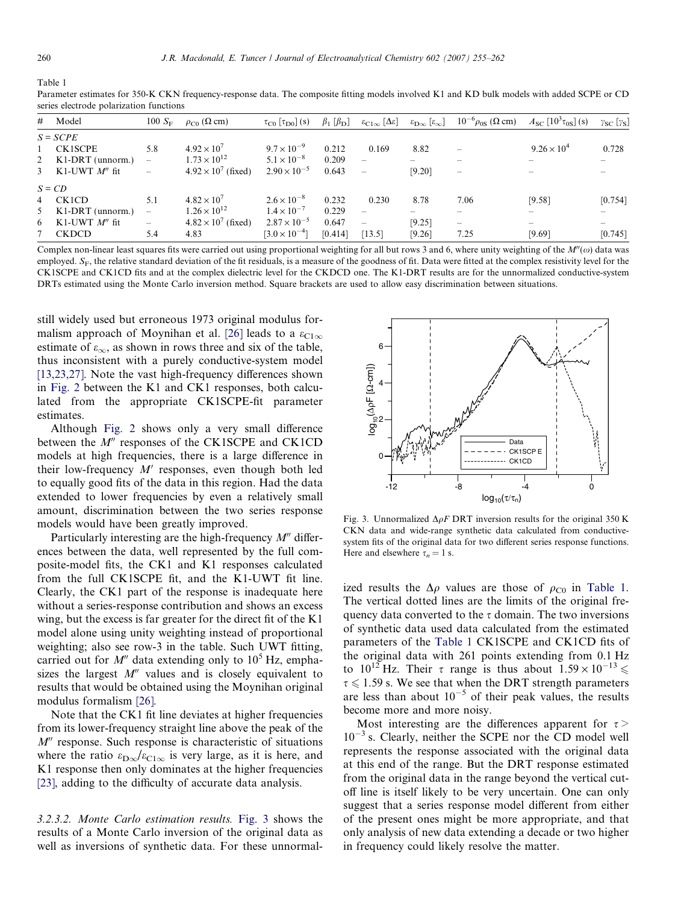Table 1
Parameter estimates for 350-K CKN frequency-response data. The composite fitting models involved K1 and KD bulk models with added SCPE or CD series electrode polarization functions

| # | Model | 100 $S_F$ | $\rho_{C0}$ (Ω cm) | $\tau_{C0}$ [$\tau_{D0}$] (s) | $\beta_1$ [$\beta_D$] | $\varepsilon_{C1\infty}$ [$\Delta\varepsilon$] | $\varepsilon_{D\infty}$ [$\varepsilon_\infty$] | $10^{-6}\rho_{0S}$ (Ω cm) | $A_{SC}$ [$10^3\tau_{0S}$] (s) | $\gamma_{SC}$ [$\gamma_S$] |
|---|---|---|---|---|---|---|---|---|---|---|
| | *S = SCPE* | | | | | | | | | |
| 1 | CK1SCPE | 5.8 | $4.92\times10^{7}$ | $9.7\times10^{-9}$ | 0.212 | 0.169 | 8.82 | – | $9.26\times10^{4}$ | 0.728 |
| 2 | K1-DRT (unnorm.) | – | $1.73\times10^{12}$ | $5.1\times10^{-8}$ | 0.209 | – | – | – | – | – |
| 3 | K1-UWT $M''$ fit | – | $4.92\times10^{7}$ (fixed) | $2.90\times10^{-5}$ | 0.643 | – | [9.20] | – | – | – |
| | *S = CD* | | | | | | | | | |
| 4 | CK1CD | 5.1 | $4.82\times10^{7}$ | $2.6\times10^{-8}$ | 0.232 | 0.230 | 8.78 | 7.06 | [9.58] | [0.754] |
| 5 | K1-DRT (unnorm.) | – | $1.26\times10^{12}$ | $1.4\times10^{-7}$ | 0.229 | – | – | – | – | – |
| 6 | K1-UWT $M''$ fit | – | $4.82\times10^{7}$ (fixed) | $2.87\times10^{-5}$ | 0.647 | – | [9.25] | – | – | – |
| 7 | CKDCD | 5.4 | 4.83 | [$3.0\times10^{-4}$] | [0.414] | [13.5] | [9.26] | 7.25 | [9.69] | [0.745] |

Complex non-linear least squares fits were carried out using proportional weighting for all but rows 3 and 6, where unity weighting of the $M''(\omega)$ data was employed. $S_F$, the relative standard deviation of the fit residuals, is a measure of the goodness of fit. Data were fitted at the complex resistivity level for the CK1SCPE and CK1CD fits and at the complex dielectric level for the CKDCD one. The K1-DRT results are for the unnormalized conductive-system DRTs estimated using the Monte Carlo inversion method. Square brackets are used to allow easy discrimination between situations.

still widely used but erroneous 1973 original modulus formalism approach of Moynihan et al. [26] leads to a $\varepsilon_{C1\infty}$ estimate of $\varepsilon_\infty$, as shown in rows three and six of the table, thus inconsistent with a purely conductive-system model [13,23,27]. Note the vast high-frequency differences shown in Fig. 2 between the K1 and CK1 responses, both calculated from the appropriate CK1SCPE-fit parameter estimates.

Although Fig. 2 shows only a very small difference between the $M''$ responses of the CK1SCPE and CK1CD models at high frequencies, there is a large difference in their low-frequency $M'$ responses, even though both led to equally good fits of the data in this region. Had the data extended to lower frequencies by even a relatively small amount, discrimination between the two series response models would have been greatly improved.

Particularly interesting are the high-frequency $M''$ differences between the data, well represented by the full composite-model fits, the CK1 and K1 responses calculated from the full CK1SCPE fit, and the K1-UWT fit line. Clearly, the CK1 part of the response is inadequate here without a series-response contribution and shows an excess wing, but the excess is far greater for the direct fit of the K1 model alone using unity weighting instead of proportional weighting; also see row-3 in the table. Such UWT fitting, carried out for $M''$ data extending only to $10^5$ Hz, emphasizes the largest $M''$ values and is closely equivalent to results that would be obtained using the Moynihan original modulus formalism [26].

Note that the CK1 fit line deviates at higher frequencies from its lower-frequency straight line above the peak of the $M''$ response. Such response is characteristic of situations where the ratio $\varepsilon_{D\infty}/\varepsilon_{C1\infty}$ is very large, as it is here, and K1 response then only dominates at the higher frequencies [23], adding to the difficulty of accurate data analysis.

*3.2.3.2. Monte Carlo estimation results.* Fig. 3 shows the results of a Monte Carlo inversion of the original data as well as inversions of synthetic data. For these unnormalized results the $\Delta\rho$ values are those of $\rho_{C0}$ in Table 1. The vertical dotted lines are the limits of the original frequency data converted to the $\tau$ domain. The two inversions of synthetic data used data calculated from the estimated parameters of the Table 1 CK1SCPE and CK1CD fits of the original data with 261 points extending from 0.1 Hz to $10^{12}$ Hz. Their $\tau$ range is thus about $1.59\times10^{-13} \leqslant \tau \leqslant 1.59$ s. We see that when the DRT strength parameters are less than about $10^{-5}$ of their peak values, the results become more and more noisy.

Fig. 3. Unnormalized $\Delta\rho F$ DRT inversion results for the original 350 K CKN data and wide-range synthetic data calculated from conductive-system fits of the original data for two different series response functions. Here and elsewhere $\tau_n = 1$ s.

Most interesting are the differences apparent for $\tau > 10^{-3}$ s. Clearly, neither the SCPE nor the CD model well represents the response associated with the original data at this end of the range. But the DRT response estimated from the original data in the range beyond the vertical cutoff line is itself likely to be very uncertain. One can only suggest that a series response model different from either of the present ones might be more appropriate, and that only analysis of new data extending a decade or two higher in frequency could likely resolve the matter.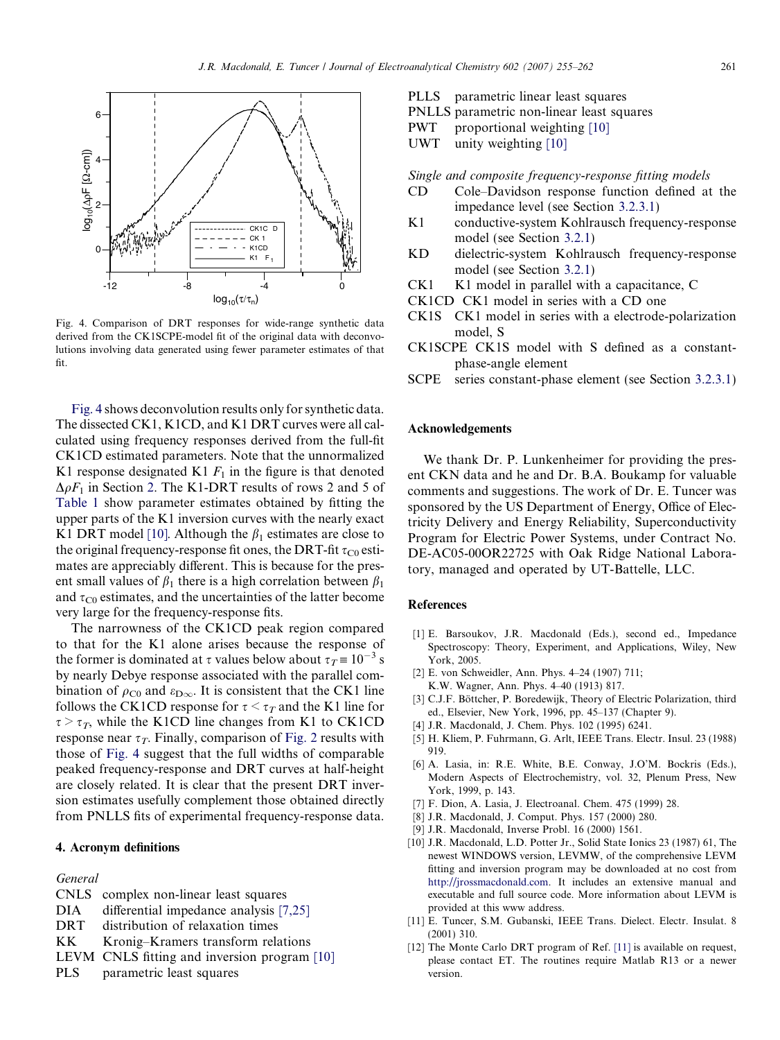Fig. 4. Comparison of DRT responses for wide-range synthetic data derived from the CK1SCPE-model fit of the original data with deconvolutions involving data generated using fewer parameter estimates of that fit.

Fig. 4 shows deconvolution results only for synthetic data. The dissected CK1, K1CD, and K1 DRT curves were all calculated using frequency responses derived from the full-fit CK1CD estimated parameters. Note that the unnormalized K1 response designated K1 $F_1$ in the figure is that denoted $\Delta\rho F_1$ in Section 2. The K1-DRT results of rows 2 and 5 of Table 1 show parameter estimates obtained by fitting the upper parts of the K1 inversion curves with the nearly exact K1 DRT model [10]. Although the $\beta_1$ estimates are close to the original frequency-response fit ones, the DRT-fit $\tau_{C0}$ estimates are appreciably different. This is because for the present small values of $\beta_1$ there is a high correlation between $\beta_1$ and $\tau_{C0}$ estimates, and the uncertainties of the latter become very large for the frequency-response fits.

The narrowness of the CK1CD peak region compared to that for the K1 alone arises because the response of the former is dominated at $\tau$ values below about $\tau_T \equiv 10^{-3}$ s by nearly Debye response associated with the parallel combination of $\rho_{C0}$ and $\varepsilon_{D\infty}$. It is consistent that the CK1 line follows the CK1CD response for $\tau < \tau_T$ and the K1 line for $\tau > \tau_T$, while the K1CD line changes from K1 to CK1CD response near $\tau_T$. Finally, comparison of Fig. 2 results with those of Fig. 4 suggest that the full widths of comparable peaked frequency-response and DRT curves at half-height are closely related. It is clear that the present DRT inversion estimates usefully complement those obtained directly from PNLLS fits of experimental frequency-response data.

## 4. Acronym definitions

*General*

- CNLS complex non-linear least squares
- DIA differential impedance analysis [7,25]
- DRT distribution of relaxation times
- KK Kronig–Kramers transform relations
- LEVM CNLS fitting and inversion program [10]
- PLS parametric least squares
- PLLS parametric linear least squares
- PNLLS parametric non-linear least squares
- PWT proportional weighting [10]
- UWT unity weighting [10]

*Single and composite frequency-response fitting models*

- CD Cole–Davidson response function defined at the impedance level (see Section 3.2.3.1)
- K1 conductive-system Kohlrausch frequency-response model (see Section 3.2.1)
- KD dielectric-system Kohlrausch frequency-response model (see Section 3.2.1)
- CK1 K1 model in parallel with a capacitance, C
- CK1CD CK1 model in series with a CD one
- CK1S CK1 model in series with a electrode-polarization model, S
- CK1SCPE CK1S model with S defined as a constant-phase-angle element
- SCPE series constant-phase element (see Section 3.2.3.1)

## Acknowledgements

We thank Dr. P. Lunkenheimer for providing the present CKN data and he and Dr. B.A. Boukamp for valuable comments and suggestions. The work of Dr. E. Tuncer was sponsored by the US Department of Energy, Office of Electricity Delivery and Energy Reliability, Superconductivity Program for Electric Power Systems, under Contract No. DE-AC05-00OR22725 with Oak Ridge National Laboratory, managed and operated by UT-Battelle, LLC.

## References

[1] E. Barsoukov, J.R. Macdonald (Eds.), second ed., Impedance Spectroscopy: Theory, Experiment, and Applications, Wiley, New York, 2005.

[2] E. von Schweidler, Ann. Phys. 4–24 (1907) 711; K.W. Wagner, Ann. Phys. 4–40 (1913) 817.

[3] C.J.F. Böttcher, P. Boredewijk, Theory of Electric Polarization, third ed., Elsevier, New York, 1996, pp. 45–137 (Chapter 9).

[4] J.R. Macdonald, J. Chem. Phys. 102 (1995) 6241.

[5] H. Kliem, P. Fuhrmann, G. Arlt, IEEE Trans. Electr. Insul. 23 (1988) 919.

[6] A. Lasia, in: R.E. White, B.E. Conway, J.O'M. Bockris (Eds.), Modern Aspects of Electrochemistry, vol. 32, Plenum Press, New York, 1999, p. 143.

[7] F. Dion, A. Lasia, J. Electroanal. Chem. 475 (1999) 28.

[8] J.R. Macdonald, J. Comput. Phys. 157 (2000) 280.

[9] J.R. Macdonald, Inverse Probl. 16 (2000) 1561.

[10] J.R. Macdonald, L.D. Potter Jr., Solid State Ionics 23 (1987) 61, The newest WINDOWS version, LEVMW, of the comprehensive LEVM fitting and inversion program may be downloaded at no cost from http://jrossmacdonald.com. It includes an extensive manual and executable and full source code. More information about LEVM is provided at this www address.

[11] E. Tuncer, S.M. Gubanski, IEEE Trans. Dielect. Electr. Insulat. 8 (2001) 310.

[12] The Monte Carlo DRT program of Ref. [11] is available on request, please contact ET. The routines require Matlab R13 or a newer version.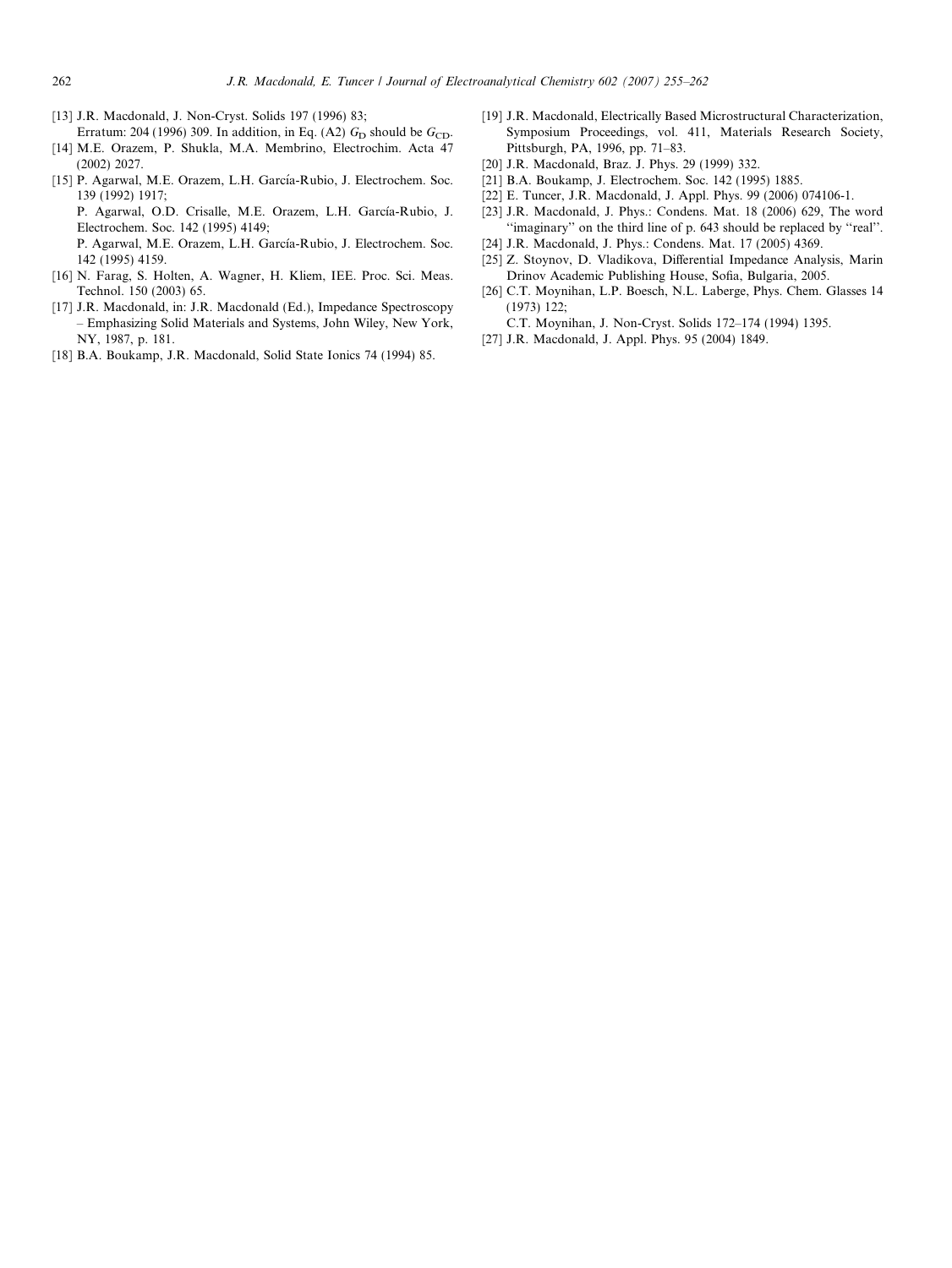[13] J.R. Macdonald, J. Non-Cryst. Solids 197 (1996) 83; Erratum: 204 (1996) 309. In addition, in Eq. (A2) $G_D$ should be $G_{CD}$.

[14] M.E. Orazem, P. Shukla, M.A. Membrino, Electrochim. Acta 47 (2002) 2027.

[15] P. Agarwal, M.E. Orazem, L.H. García-Rubio, J. Electrochem. Soc. 139 (1992) 1917;
P. Agarwal, O.D. Crisalle, M.E. Orazem, L.H. García-Rubio, J. Electrochem. Soc. 142 (1995) 4149;
P. Agarwal, M.E. Orazem, L.H. García-Rubio, J. Electrochem. Soc. 142 (1995) 4159.

[16] N. Farag, S. Holten, A. Wagner, H. Kliem, IEE. Proc. Sci. Meas. Technol. 150 (2003) 65.

[17] J.R. Macdonald, in: J.R. Macdonald (Ed.), Impedance Spectroscopy – Emphasizing Solid Materials and Systems, John Wiley, New York, NY, 1987, p. 181.

[18] B.A. Boukamp, J.R. Macdonald, Solid State Ionics 74 (1994) 85.

[19] J.R. Macdonald, Electrically Based Microstructural Characterization, Symposium Proceedings, vol. 411, Materials Research Society, Pittsburgh, PA, 1996, pp. 71–83.

[20] J.R. Macdonald, Braz. J. Phys. 29 (1999) 332.

[21] B.A. Boukamp, J. Electrochem. Soc. 142 (1995) 1885.

[22] E. Tuncer, J.R. Macdonald, J. Appl. Phys. 99 (2006) 074106-1.

[23] J.R. Macdonald, J. Phys.: Condens. Mat. 18 (2006) 629, The word "imaginary" on the third line of p. 643 should be replaced by "real".

[24] J.R. Macdonald, J. Phys.: Condens. Mat. 17 (2005) 4369.

[25] Z. Stoynov, D. Vladikova, Differential Impedance Analysis, Marin Drinov Academic Publishing House, Sofia, Bulgaria, 2005.

[26] C.T. Moynihan, L.P. Boesch, N.L. Laberge, Phys. Chem. Glasses 14 (1973) 122;
C.T. Moynihan, J. Non-Cryst. Solids 172–174 (1994) 1395.

[27] J.R. Macdonald, J. Appl. Phys. 95 (2004) 1849.